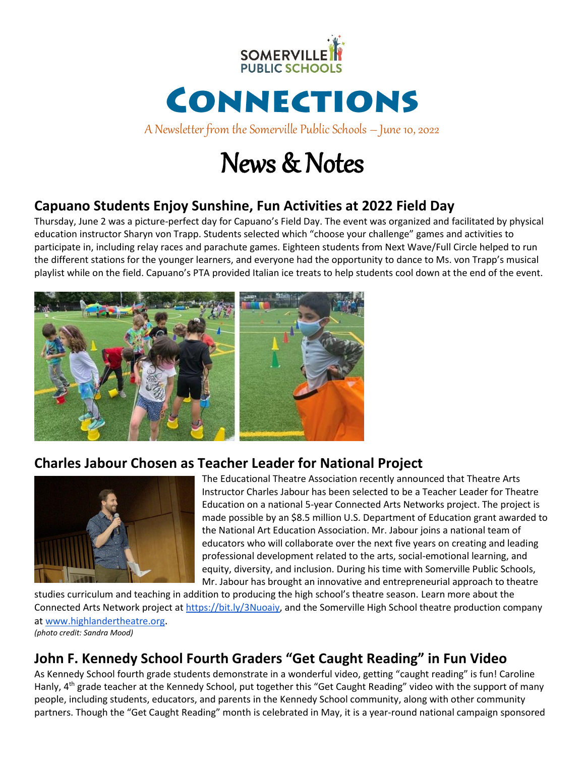SOMERVILLE PUBLIC SCHOOLS

# Connections

A Newsletter from the Somerville Public Schools – June 10, 2022

# News & Notes

## Capuano Students Enjoy Sunshine, Fun Activities at 2022 Field Day

Thursday, June 2 was a picture-perfect day for Capuano's Field Day. The event was organized and facilitated by physical education instructor Sharyn von Trapp. Students selected which "choose your challenge" games and activities to participate in, including relay races and parachute games. Eighteen students from Next Wave/Full Circle helped to run the different stations for the younger learners, and everyone had the opportunity to dance to Ms. von Trapp's musical playlist while on the field. Capuano's PTA provided Italian ice treats to help students cool down at the end of the event.

## Charles Jabour Chosen as Teacher Leader for National Project

The Educational Theatre Association recently announced that Theatre Arts Instructor Charles Jabour has been selected to be a Teacher Leader for Theatre Education on a national 5-year Connected Arts Networks project. The project is made possible by an $8.5 million U.S. Department of Education grant awarded to the National Art Education Association. Mr. Jabour joins a national team of educators who will collaborate over the next five years on creating and leading professional development related to the arts, social-emotional learning, and equity, diversity, and inclusion. During his time with Somerville Public Schools, Mr. Jabour has brought an innovative and entrepreneurial approach to theatre studies curriculum and teaching in addition to producing the high school's theatre season. Learn more about the Connected Arts Network project at https://bit.ly/3Nuoaiy, and the Somerville High School theatre production company at www.highlandertheatre.org.

*(photo credit: Sandra Mood)*

## John F. Kennedy School Fourth Graders "Get Caught Reading" in Fun Video

As Kennedy School fourth grade students demonstrate in a wonderful video, getting "caught reading" is fun! Caroline Hanly, 4th grade teacher at the Kennedy School, put together this "Get Caught Reading" video with the support of many people, including students, educators, and parents in the Kennedy School community, along with other community partners. Though the "Get Caught Reading" month is celebrated in May, it is a year-round national campaign sponsored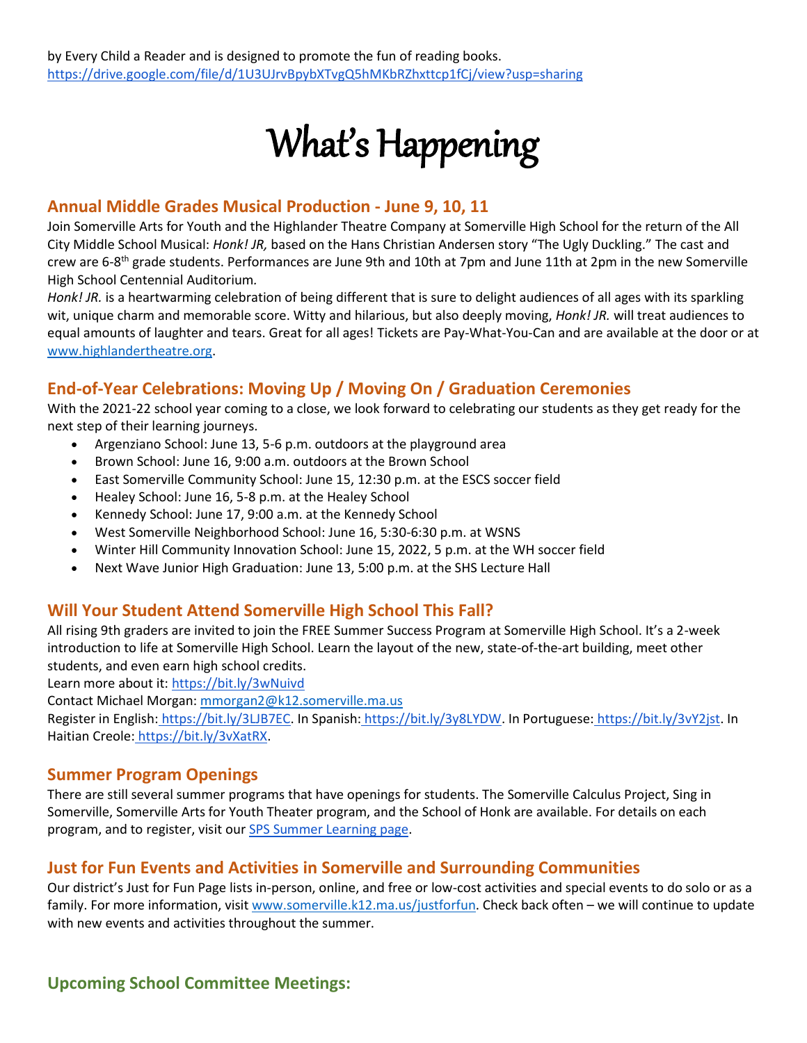by Every Child a Reader and is designed to promote the fun of reading books.
https://drive.google.com/file/d/1U3UJrvBpybXTvgQ5hMKbRZhxttcp1fCj/view?usp=sharing

# What's Happening

## Annual Middle Grades Musical Production - June 9, 10, 11

Join Somerville Arts for Youth and the Highlander Theatre Company at Somerville High School for the return of the All City Middle School Musical: *Honk! JR,* based on the Hans Christian Andersen story "The Ugly Duckling." The cast and crew are 6-8th grade students. Performances are June 9th and 10th at 7pm and June 11th at 2pm in the new Somerville High School Centennial Auditorium.

*Honk! JR.* is a heartwarming celebration of being different that is sure to delight audiences of all ages with its sparkling wit, unique charm and memorable score. Witty and hilarious, but also deeply moving, *Honk! JR.* will treat audiences to equal amounts of laughter and tears. Great for all ages! Tickets are Pay-What-You-Can and are available at the door or at www.highlandertheatre.org.

## End-of-Year Celebrations: Moving Up / Moving On / Graduation Ceremonies

With the 2021-22 school year coming to a close, we look forward to celebrating our students as they get ready for the next step of their learning journeys.

- Argenziano School: June 13, 5-6 p.m. outdoors at the playground area
- Brown School: June 16, 9:00 a.m. outdoors at the Brown School
- East Somerville Community School: June 15, 12:30 p.m. at the ESCS soccer field
- Healey School: June 16, 5-8 p.m. at the Healey School
- Kennedy School: June 17, 9:00 a.m. at the Kennedy School
- West Somerville Neighborhood School: June 16, 5:30-6:30 p.m. at WSNS
- Winter Hill Community Innovation School: June 15, 2022, 5 p.m. at the WH soccer field
- Next Wave Junior High Graduation: June 13, 5:00 p.m. at the SHS Lecture Hall

## Will Your Student Attend Somerville High School This Fall?

All rising 9th graders are invited to join the FREE Summer Success Program at Somerville High School. It's a 2-week introduction to life at Somerville High School. Learn the layout of the new, state-of-the-art building, meet other students, and even earn high school credits.

Learn more about it: https://bit.ly/3wNuivd

Contact Michael Morgan: mmorgan2@k12.somerville.ma.us

Register in English: https://bit.ly/3LJB7EC. In Spanish: https://bit.ly/3y8LYDW. In Portuguese: https://bit.ly/3vY2jst. In Haitian Creole: https://bit.ly/3vXatRX.

## Summer Program Openings

There are still several summer programs that have openings for students. The Somerville Calculus Project, Sing in Somerville, Somerville Arts for Youth Theater program, and the School of Honk are available. For details on each program, and to register, visit our SPS Summer Learning page.

## Just for Fun Events and Activities in Somerville and Surrounding Communities

Our district's Just for Fun Page lists in-person, online, and free or low-cost activities and special events to do solo or as a family. For more information, visit www.somerville.k12.ma.us/justforfun. Check back often – we will continue to update with new events and activities throughout the summer.

## Upcoming School Committee Meetings: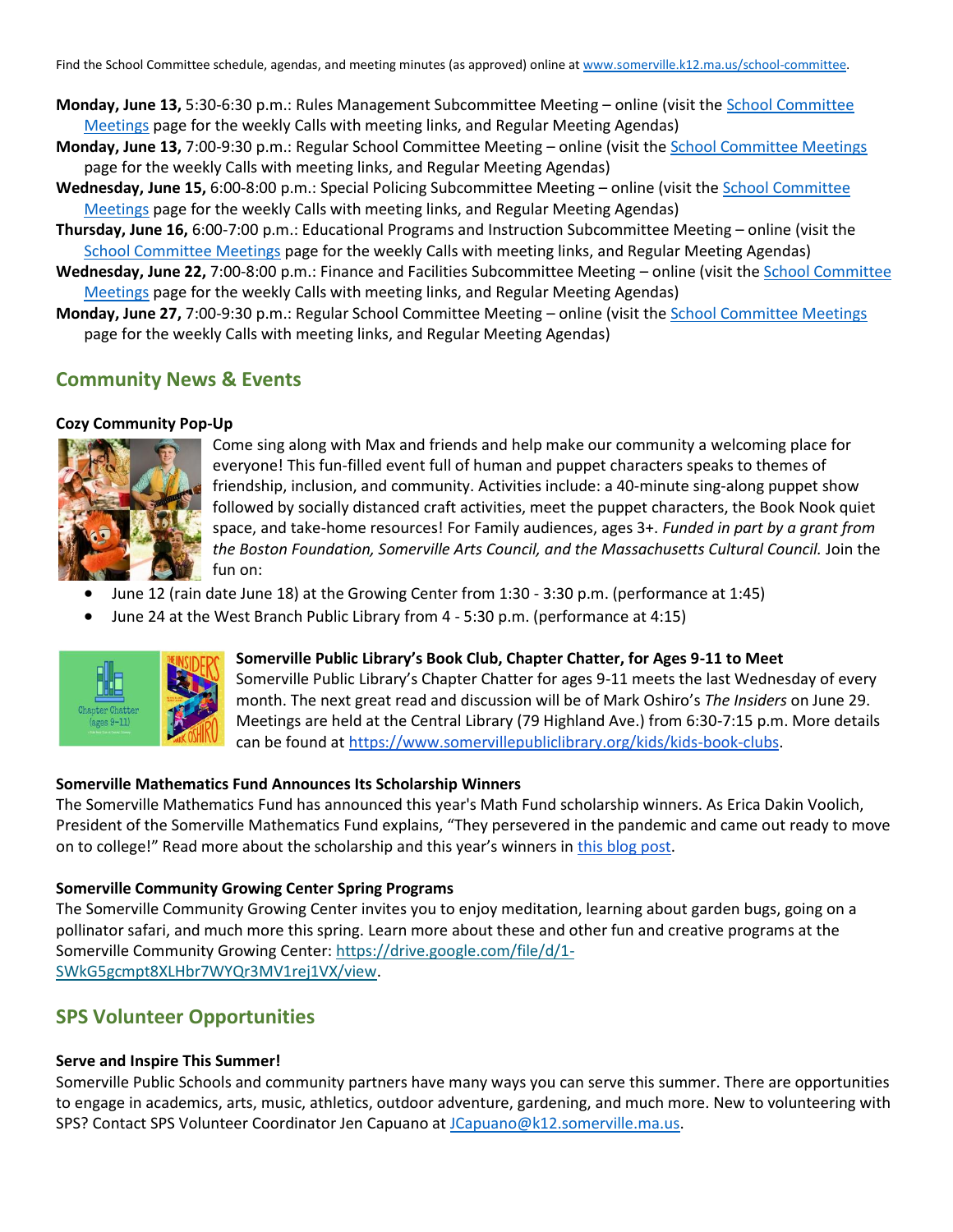Find the School Committee schedule, agendas, and meeting minutes (as approved) online at [www.somerville.k12.ma.us/school-committee](www.somerville.k12.ma.us/school-committee).

**Monday, June 13,** 5:30-6:30 p.m.: Rules Management Subcommittee Meeting – online (visit the School Committee Meetings page for the weekly Calls with meeting links, and Regular Meeting Agendas)
**Monday, June 13,** 7:00-9:30 p.m.: Regular School Committee Meeting – online (visit the School Committee Meetings page for the weekly Calls with meeting links, and Regular Meeting Agendas)
**Wednesday, June 15,** 6:00-8:00 p.m.: Special Policing Subcommittee Meeting – online (visit the School Committee Meetings page for the weekly Calls with meeting links, and Regular Meeting Agendas)
**Thursday, June 16,** 6:00-7:00 p.m.: Educational Programs and Instruction Subcommittee Meeting – online (visit the School Committee Meetings page for the weekly Calls with meeting links, and Regular Meeting Agendas)
**Wednesday, June 22,** 7:00-8:00 p.m.: Finance and Facilities Subcommittee Meeting – online (visit the School Committee Meetings page for the weekly Calls with meeting links, and Regular Meeting Agendas)
**Monday, June 27,** 7:00-9:30 p.m.: Regular School Committee Meeting – online (visit the School Committee Meetings page for the weekly Calls with meeting links, and Regular Meeting Agendas)

## Community News & Events

**Cozy Community Pop-Up**

Come sing along with Max and friends and help make our community a welcoming place for everyone! This fun-filled event full of human and puppet characters speaks to themes of friendship, inclusion, and community. Activities include: a 40-minute sing-along puppet show followed by socially distanced craft activities, meet the puppet characters, the Book Nook quiet space, and take-home resources! For Family audiences, ages 3+. *Funded in part by a grant from the Boston Foundation, Somerville Arts Council, and the Massachusetts Cultural Council.* Join the fun on:

- June 12 (rain date June 18) at the Growing Center from 1:30 - 3:30 p.m. (performance at 1:45)
- June 24 at the West Branch Public Library from 4 - 5:30 p.m. (performance at 4:15)

**Somerville Public Library's Book Club, Chapter Chatter, for Ages 9-11 to Meet**
Somerville Public Library's Chapter Chatter for ages 9-11 meets the last Wednesday of every month. The next great read and discussion will be of Mark Oshiro's *The Insiders* on June 29. Meetings are held at the Central Library (79 Highland Ave.) from 6:30-7:15 p.m. More details can be found at [https://www.somervillepubliclibrary.org/kids/kids-book-clubs](https://www.somervillepubliclibrary.org/kids/kids-book-clubs).

**Somerville Mathematics Fund Announces Its Scholarship Winners**
The Somerville Mathematics Fund has announced this year's Math Fund scholarship winners. As Erica Dakin Voolich, President of the Somerville Mathematics Fund explains, "They persevered in the pandemic and came out ready to move on to college!" Read more about the scholarship and this year's winners in this blog post.

**Somerville Community Growing Center Spring Programs**
The Somerville Community Growing Center invites you to enjoy meditation, learning about garden bugs, going on a pollinator safari, and much more this spring. Learn more about these and other fun and creative programs at the Somerville Community Growing Center: [https://drive.google.com/file/d/1-SWkG5gcmpt8XLHbr7WYQr3MV1rej1VX/view](https://drive.google.com/file/d/1-SWkG5gcmpt8XLHbr7WYQr3MV1rej1VX/view).

## SPS Volunteer Opportunities

**Serve and Inspire This Summer!**
Somerville Public Schools and community partners have many ways you can serve this summer. There are opportunities to engage in academics, arts, music, athletics, outdoor adventure, gardening, and much more. New to volunteering with SPS? Contact SPS Volunteer Coordinator Jen Capuano at JCapuano@k12.somerville.ma.us.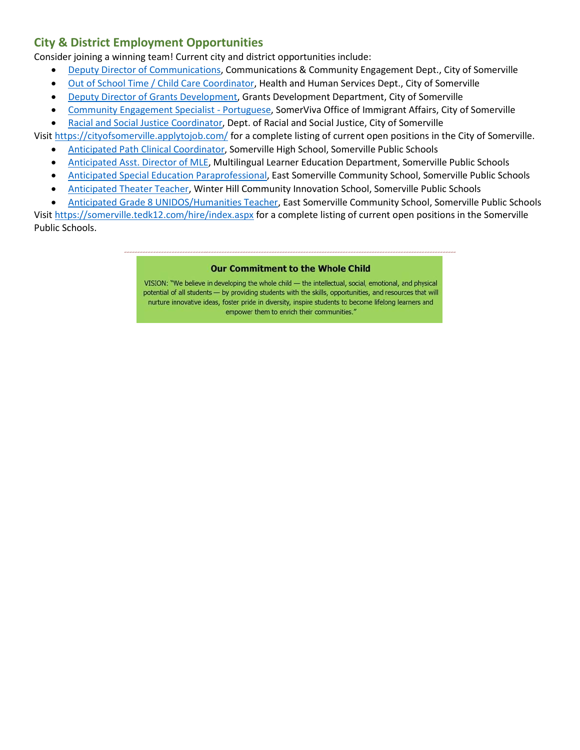## City & District Employment Opportunities

Consider joining a winning team! Current city and district opportunities include:

- Deputy Director of Communications, Communications & Community Engagement Dept., City of Somerville
- Out of School Time / Child Care Coordinator, Health and Human Services Dept., City of Somerville
- Deputy Director of Grants Development, Grants Development Department, City of Somerville
- Community Engagement Specialist - Portuguese, SomerViva Office of Immigrant Affairs, City of Somerville
- Racial and Social Justice Coordinator, Dept. of Racial and Social Justice, City of Somerville

Visit https://cityofsomerville.applytojob.com/ for a complete listing of current open positions in the City of Somerville.

- Anticipated Path Clinical Coordinator, Somerville High School, Somerville Public Schools
- Anticipated Asst. Director of MLE, Multilingual Learner Education Department, Somerville Public Schools
- Anticipated Special Education Paraprofessional, East Somerville Community School, Somerville Public Schools
- Anticipated Theater Teacher, Winter Hill Community Innovation School, Somerville Public Schools
- Anticipated Grade 8 UNIDOS/Humanities Teacher, East Somerville Community School, Somerville Public Schools

Visit https://somerville.tedk12.com/hire/index.aspx for a complete listing of current open positions in the Somerville Public Schools.

---

**Our Commitment to the Whole Child**

VISION: "We believe in developing the whole child — the intellectual, social, emotional, and physical potential of all students — by providing students with the skills, opportunities, and resources that will nurture innovative ideas, foster pride in diversity, inspire students to become lifelong learners and empower them to enrich their communities."